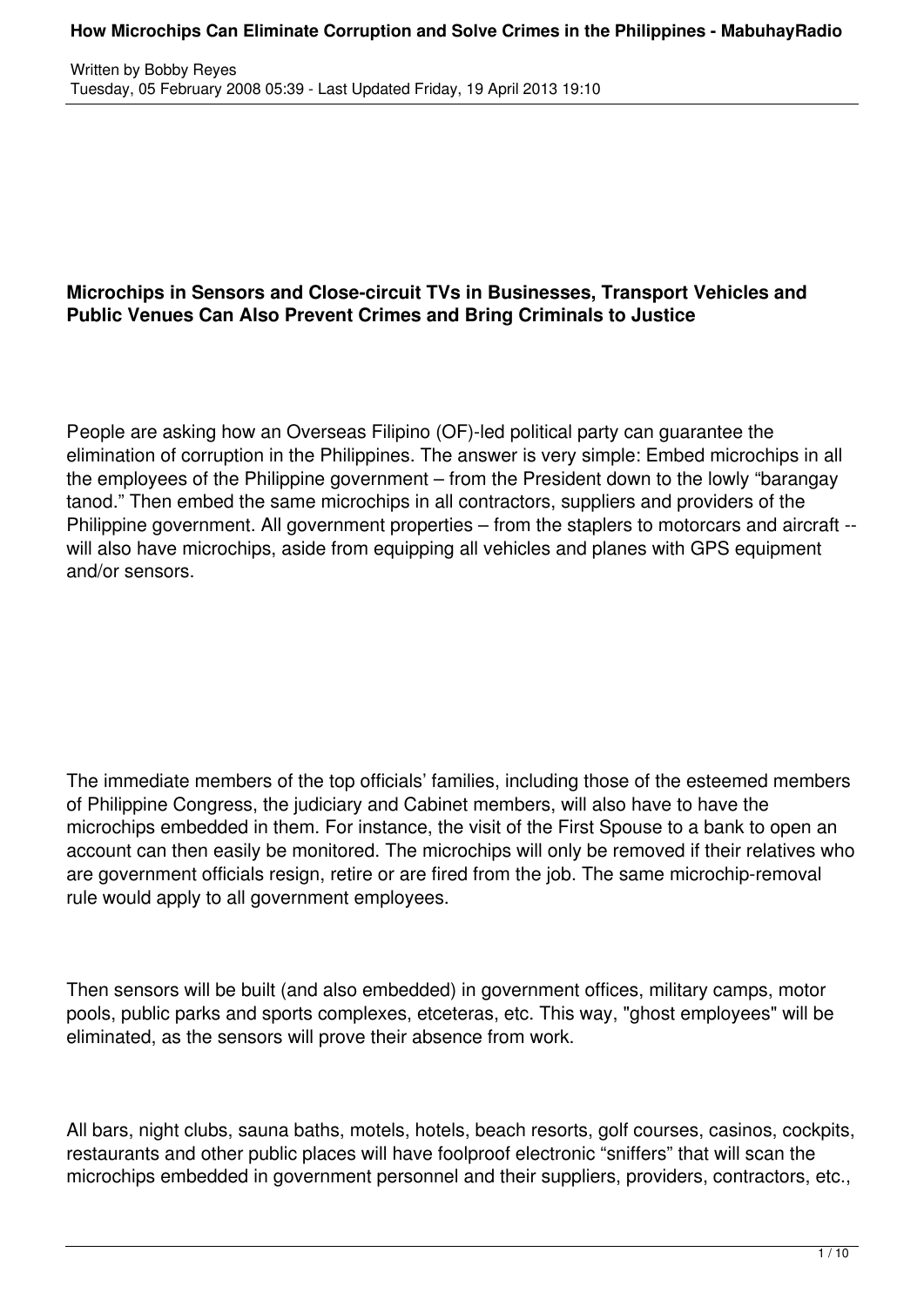Written by Bobby Reyes
Tuesday, 05 February 2008 05:39 - Last Updated Friday, 19 April 2013 19:10

**Microchips in Sensors and Close-circuit TVs in Businesses, Transport Vehicles and Public Venues Can Also Prevent Crimes and Bring Criminals to Justice**

People are asking how an Overseas Filipino (OF)-led political party can guarantee the elimination of corruption in the Philippines. The answer is very simple: Embed microchips in all the employees of the Philippine government – from the President down to the lowly "barangay tanod." Then embed the same microchips in all contractors, suppliers and providers of the Philippine government. All government properties – from the staplers to motorcars and aircraft -- will also have microchips, aside from equipping all vehicles and planes with GPS equipment and/or sensors.

The immediate members of the top officials' families, including those of the esteemed members of Philippine Congress, the judiciary and Cabinet members, will also have to have the microchips embedded in them. For instance, the visit of the First Spouse to a bank to open an account can then easily be monitored. The microchips will only be removed if their relatives who are government officials resign, retire or are fired from the job. The same microchip-removal rule would apply to all government employees.

Then sensors will be built (and also embedded) in government offices, military camps, motor pools, public parks and sports complexes, etceteras, etc. This way, "ghost employees" will be eliminated, as the sensors will prove their absence from work.

All bars, night clubs, sauna baths, motels, hotels, beach resorts, golf courses, casinos, cockpits, restaurants and other public places will have foolproof electronic "sniffers" that will scan the microchips embedded in government personnel and their suppliers, providers, contractors, etc.,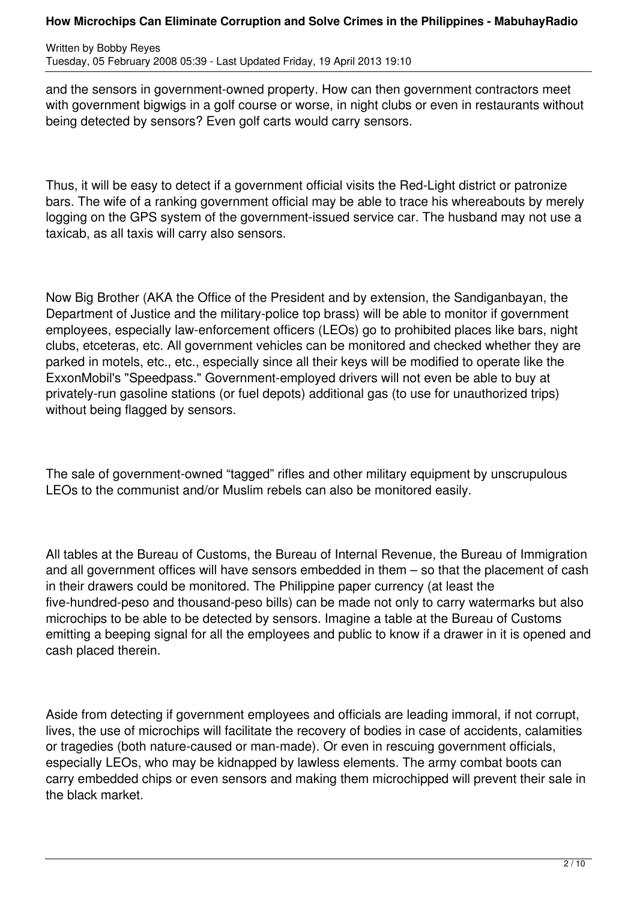and the sensors in government-owned property. How can then government contractors meet with government bigwigs in a golf course or worse, in night clubs or even in restaurants without being detected by sensors? Even golf carts would carry sensors.

Thus, it will be easy to detect if a government official visits the Red-Light district or patronize bars. The wife of a ranking government official may be able to trace his whereabouts by merely logging on the GPS system of the government-issued service car. The husband may not use a taxicab, as all taxis will carry also sensors.

Now Big Brother (AKA the Office of the President and by extension, the Sandiganbayan, the Department of Justice and the military-police top brass) will be able to monitor if government employees, especially law-enforcement officers (LEOs) go to prohibited places like bars, night clubs, etceteras, etc. All government vehicles can be monitored and checked whether they are parked in motels, etc., etc., especially since all their keys will be modified to operate like the ExxonMobil's "Speedpass." Government-employed drivers will not even be able to buy at privately-run gasoline stations (or fuel depots) additional gas (to use for unauthorized trips) without being flagged by sensors.

The sale of government-owned "tagged" rifles and other military equipment by unscrupulous LEOs to the communist and/or Muslim rebels can also be monitored easily.

All tables at the Bureau of Customs, the Bureau of Internal Revenue, the Bureau of Immigration and all government offices will have sensors embedded in them – so that the placement of cash in their drawers could be monitored. The Philippine paper currency (at least the five-hundred-peso and thousand-peso bills) can be made not only to carry watermarks but also microchips to be able to be detected by sensors. Imagine a table at the Bureau of Customs emitting a beeping signal for all the employees and public to know if a drawer in it is opened and cash placed therein.

Aside from detecting if government employees and officials are leading immoral, if not corrupt, lives, the use of microchips will facilitate the recovery of bodies in case of accidents, calamities or tragedies (both nature-caused or man-made). Or even in rescuing government officials, especially LEOs, who may be kidnapped by lawless elements. The army combat boots can carry embedded chips or even sensors and making them microchipped will prevent their sale in the black market.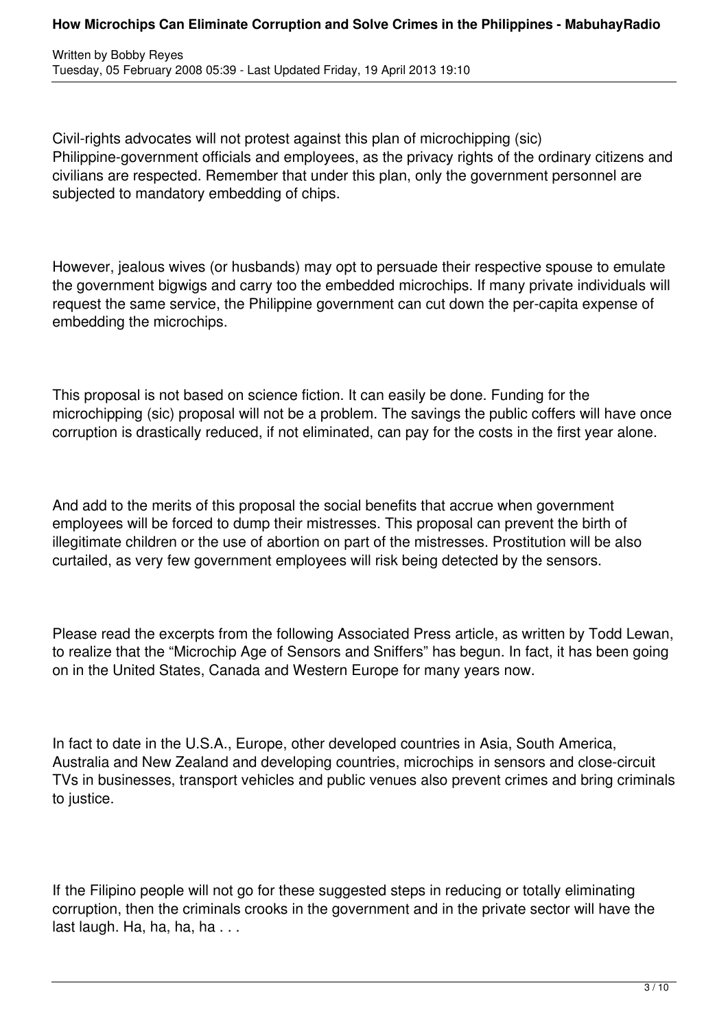Civil-rights advocates will not protest against this plan of microchipping (sic) Philippine-government officials and employees, as the privacy rights of the ordinary citizens and civilians are respected. Remember that under this plan, only the government personnel are subjected to mandatory embedding of chips.

However, jealous wives (or husbands) may opt to persuade their respective spouse to emulate the government bigwigs and carry too the embedded microchips. If many private individuals will request the same service, the Philippine government can cut down the per-capita expense of embedding the microchips.

This proposal is not based on science fiction. It can easily be done. Funding for the microchipping (sic) proposal will not be a problem. The savings the public coffers will have once corruption is drastically reduced, if not eliminated, can pay for the costs in the first year alone.

And add to the merits of this proposal the social benefits that accrue when government employees will be forced to dump their mistresses. This proposal can prevent the birth of illegitimate children or the use of abortion on part of the mistresses. Prostitution will be also curtailed, as very few government employees will risk being detected by the sensors.

Please read the excerpts from the following Associated Press article, as written by Todd Lewan, to realize that the "Microchip Age of Sensors and Sniffers" has begun. In fact, it has been going on in the United States, Canada and Western Europe for many years now.

In fact to date in the U.S.A., Europe, other developed countries in Asia, South America, Australia and New Zealand and developing countries, microchips in sensors and close-circuit TVs in businesses, transport vehicles and public venues also prevent crimes and bring criminals to justice.

If the Filipino people will not go for these suggested steps in reducing or totally eliminating corruption, then the criminals crooks in the government and in the private sector will have the last laugh. Ha, ha, ha, ha . . .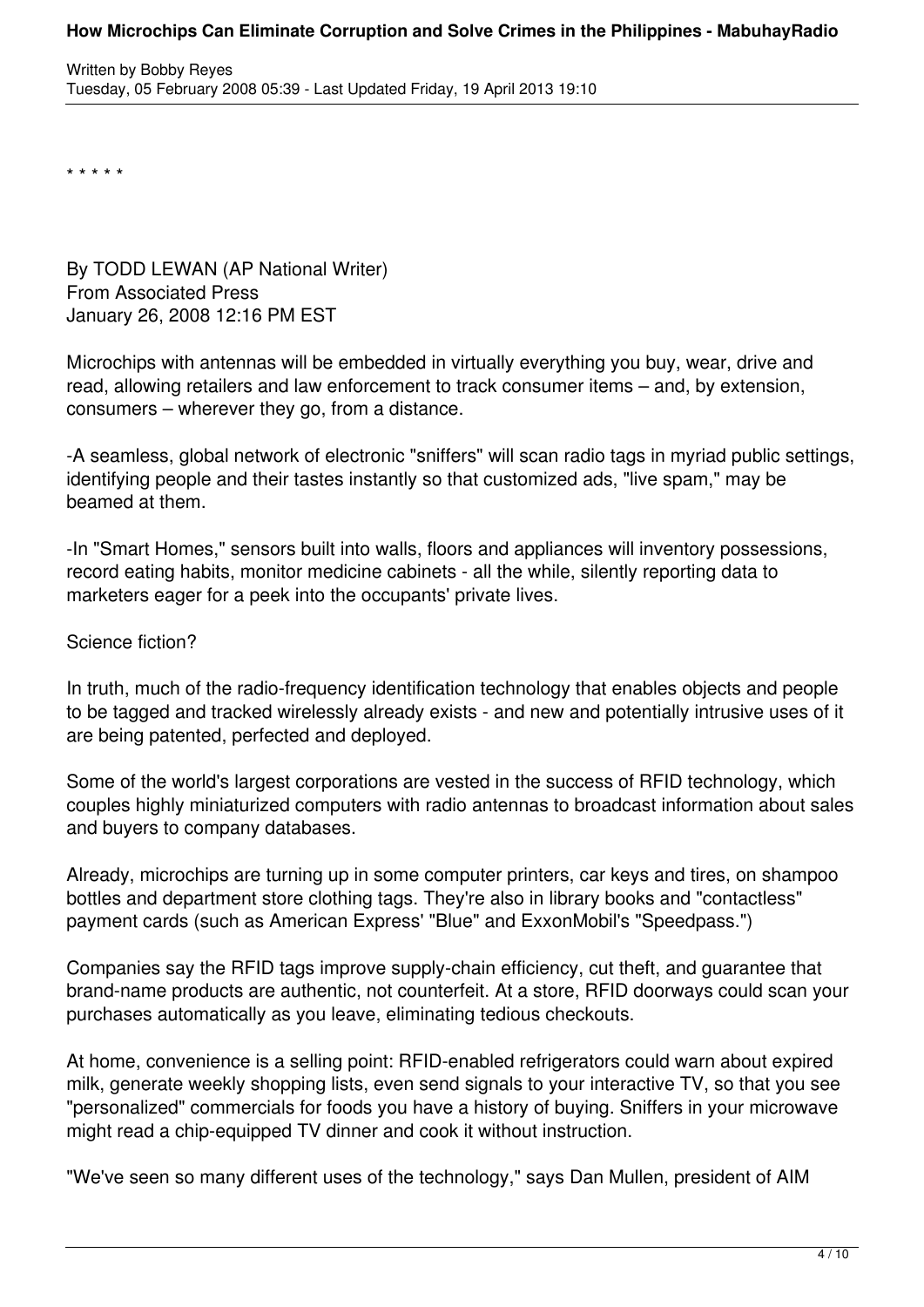\* \* \* \* \*

By TODD LEWAN (AP National Writer)
From Associated Press
January 26, 2008 12:16 PM EST

Microchips with antennas will be embedded in virtually everything you buy, wear, drive and read, allowing retailers and law enforcement to track consumer items – and, by extension, consumers – wherever they go, from a distance.

-A seamless, global network of electronic "sniffers" will scan radio tags in myriad public settings, identifying people and their tastes instantly so that customized ads, "live spam," may be beamed at them.

-In "Smart Homes," sensors built into walls, floors and appliances will inventory possessions, record eating habits, monitor medicine cabinets - all the while, silently reporting data to marketers eager for a peek into the occupants' private lives.

Science fiction?

In truth, much of the radio-frequency identification technology that enables objects and people to be tagged and tracked wirelessly already exists - and new and potentially intrusive uses of it are being patented, perfected and deployed.

Some of the world's largest corporations are vested in the success of RFID technology, which couples highly miniaturized computers with radio antennas to broadcast information about sales and buyers to company databases.

Already, microchips are turning up in some computer printers, car keys and tires, on shampoo bottles and department store clothing tags. They're also in library books and "contactless" payment cards (such as American Express' "Blue" and ExxonMobil's "Speedpass.")

Companies say the RFID tags improve supply-chain efficiency, cut theft, and guarantee that brand-name products are authentic, not counterfeit. At a store, RFID doorways could scan your purchases automatically as you leave, eliminating tedious checkouts.

At home, convenience is a selling point: RFID-enabled refrigerators could warn about expired milk, generate weekly shopping lists, even send signals to your interactive TV, so that you see "personalized" commercials for foods you have a history of buying. Sniffers in your microwave might read a chip-equipped TV dinner and cook it without instruction.

"We've seen so many different uses of the technology," says Dan Mullen, president of AIM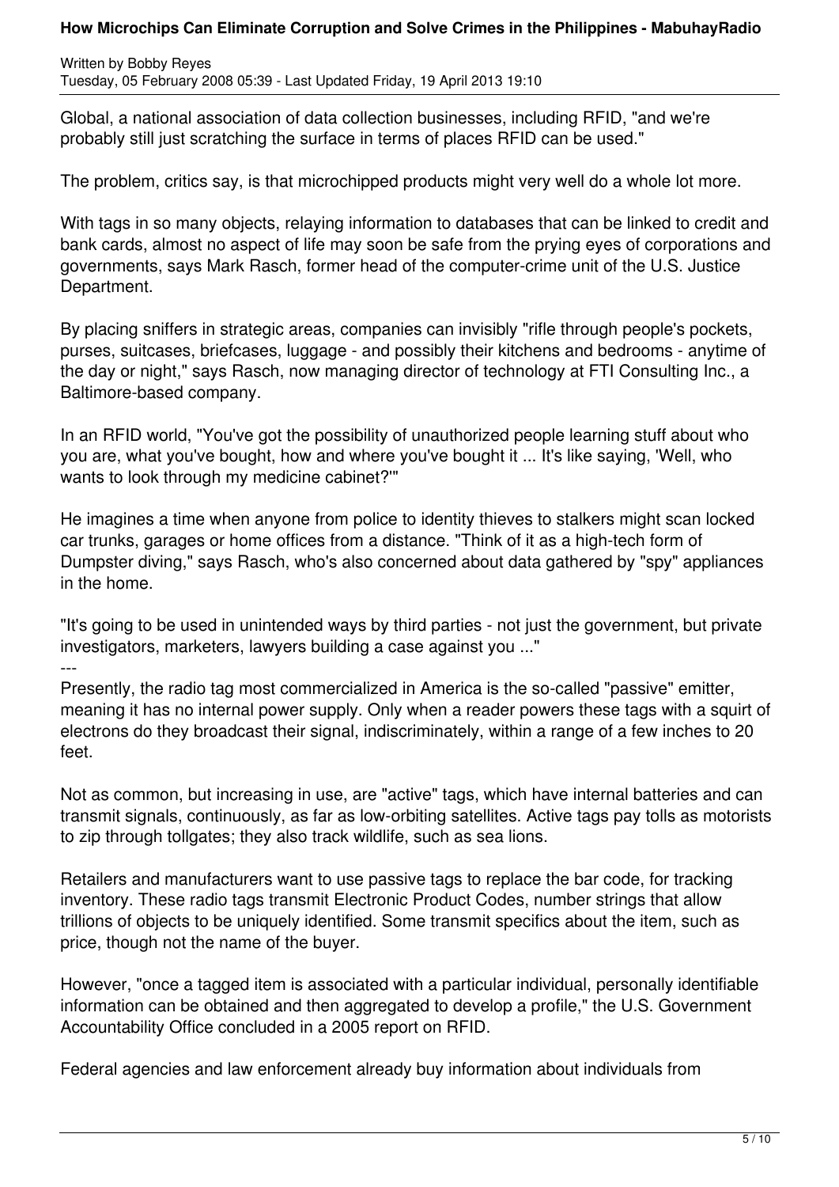Global, a national association of data collection businesses, including RFID, "and we're probably still just scratching the surface in terms of places RFID can be used."

The problem, critics say, is that microchipped products might very well do a whole lot more.

With tags in so many objects, relaying information to databases that can be linked to credit and bank cards, almost no aspect of life may soon be safe from the prying eyes of corporations and governments, says Mark Rasch, former head of the computer-crime unit of the U.S. Justice Department.

By placing sniffers in strategic areas, companies can invisibly "rifle through people's pockets, purses, suitcases, briefcases, luggage - and possibly their kitchens and bedrooms - anytime of the day or night," says Rasch, now managing director of technology at FTI Consulting Inc., a Baltimore-based company.

In an RFID world, "You've got the possibility of unauthorized people learning stuff about who you are, what you've bought, how and where you've bought it ... It's like saying, 'Well, who wants to look through my medicine cabinet?'"

He imagines a time when anyone from police to identity thieves to stalkers might scan locked car trunks, garages or home offices from a distance. "Think of it as a high-tech form of Dumpster diving," says Rasch, who's also concerned about data gathered by "spy" appliances in the home.

"It's going to be used in unintended ways by third parties - not just the government, but private investigators, marketers, lawyers building a case against you ..."

---

Presently, the radio tag most commercialized in America is the so-called "passive" emitter, meaning it has no internal power supply. Only when a reader powers these tags with a squirt of electrons do they broadcast their signal, indiscriminately, within a range of a few inches to 20 feet.

Not as common, but increasing in use, are "active" tags, which have internal batteries and can transmit signals, continuously, as far as low-orbiting satellites. Active tags pay tolls as motorists to zip through tollgates; they also track wildlife, such as sea lions.

Retailers and manufacturers want to use passive tags to replace the bar code, for tracking inventory. These radio tags transmit Electronic Product Codes, number strings that allow trillions of objects to be uniquely identified. Some transmit specifics about the item, such as price, though not the name of the buyer.

However, "once a tagged item is associated with a particular individual, personally identifiable information can be obtained and then aggregated to develop a profile," the U.S. Government Accountability Office concluded in a 2005 report on RFID.

Federal agencies and law enforcement already buy information about individuals from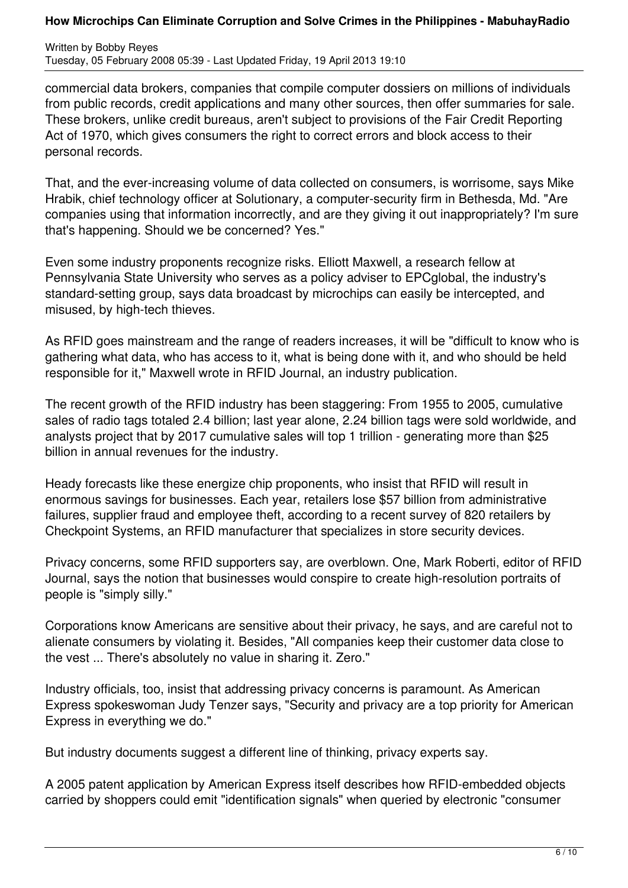commercial data brokers, companies that compile computer dossiers on millions of individuals from public records, credit applications and many other sources, then offer summaries for sale. These brokers, unlike credit bureaus, aren't subject to provisions of the Fair Credit Reporting Act of 1970, which gives consumers the right to correct errors and block access to their personal records.

That, and the ever-increasing volume of data collected on consumers, is worrisome, says Mike Hrabik, chief technology officer at Solutionary, a computer-security firm in Bethesda, Md. "Are companies using that information incorrectly, and are they giving it out inappropriately? I'm sure that's happening. Should we be concerned? Yes."

Even some industry proponents recognize risks. Elliott Maxwell, a research fellow at Pennsylvania State University who serves as a policy adviser to EPCglobal, the industry's standard-setting group, says data broadcast by microchips can easily be intercepted, and misused, by high-tech thieves.

As RFID goes mainstream and the range of readers increases, it will be "difficult to know who is gathering what data, who has access to it, what is being done with it, and who should be held responsible for it," Maxwell wrote in RFID Journal, an industry publication.

The recent growth of the RFID industry has been staggering: From 1955 to 2005, cumulative sales of radio tags totaled 2.4 billion; last year alone, 2.24 billion tags were sold worldwide, and analysts project that by 2017 cumulative sales will top 1 trillion - generating more than $25 billion in annual revenues for the industry.

Heady forecasts like these energize chip proponents, who insist that RFID will result in enormous savings for businesses. Each year, retailers lose $57 billion from administrative failures, supplier fraud and employee theft, according to a recent survey of 820 retailers by Checkpoint Systems, an RFID manufacturer that specializes in store security devices.

Privacy concerns, some RFID supporters say, are overblown. One, Mark Roberti, editor of RFID Journal, says the notion that businesses would conspire to create high-resolution portraits of people is "simply silly."

Corporations know Americans are sensitive about their privacy, he says, and are careful not to alienate consumers by violating it. Besides, "All companies keep their customer data close to the vest ... There's absolutely no value in sharing it. Zero."

Industry officials, too, insist that addressing privacy concerns is paramount. As American Express spokeswoman Judy Tenzer says, "Security and privacy are a top priority for American Express in everything we do."

But industry documents suggest a different line of thinking, privacy experts say.

A 2005 patent application by American Express itself describes how RFID-embedded objects carried by shoppers could emit "identification signals" when queried by electronic "consumer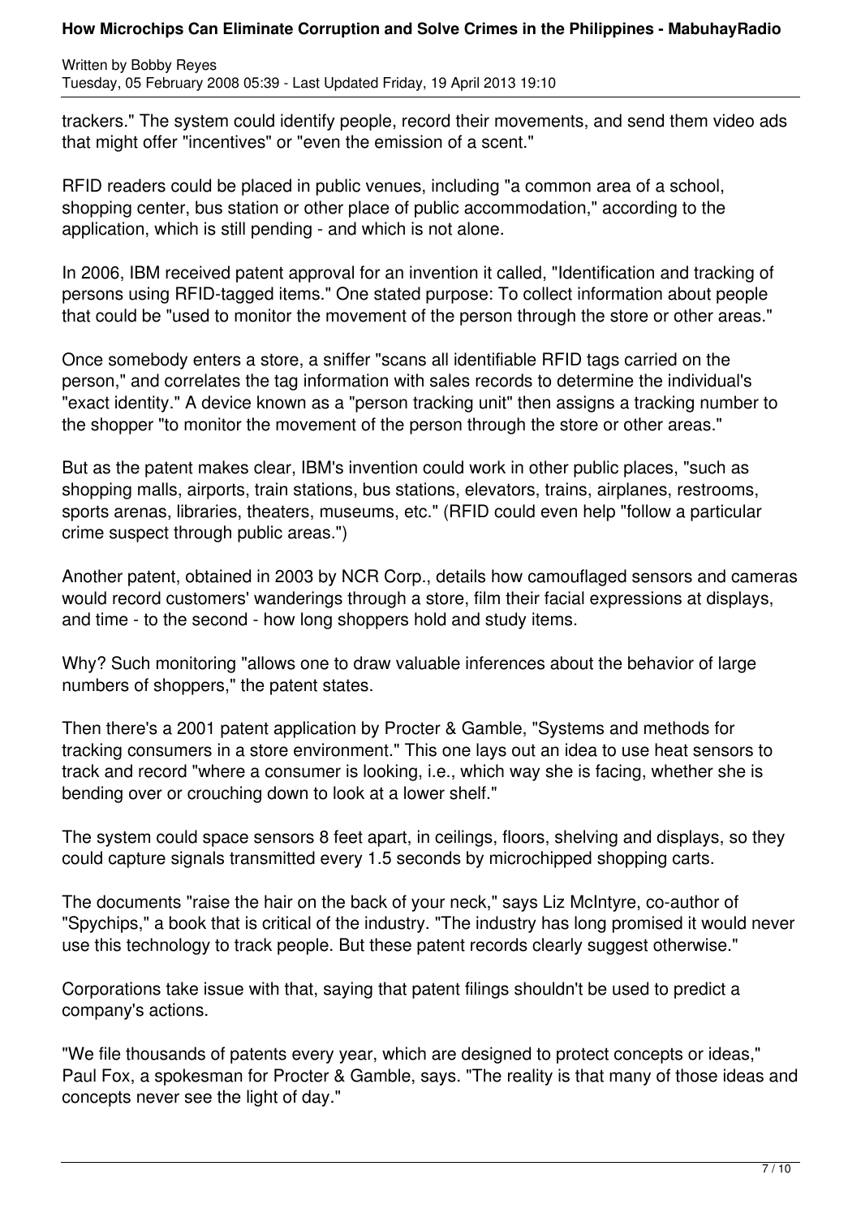trackers." The system could identify people, record their movements, and send them video ads that might offer "incentives" or "even the emission of a scent."

RFID readers could be placed in public venues, including "a common area of a school, shopping center, bus station or other place of public accommodation," according to the application, which is still pending - and which is not alone.

In 2006, IBM received patent approval for an invention it called, "Identification and tracking of persons using RFID-tagged items." One stated purpose: To collect information about people that could be "used to monitor the movement of the person through the store or other areas."

Once somebody enters a store, a sniffer "scans all identifiable RFID tags carried on the person," and correlates the tag information with sales records to determine the individual's "exact identity." A device known as a "person tracking unit" then assigns a tracking number to the shopper "to monitor the movement of the person through the store or other areas."

But as the patent makes clear, IBM's invention could work in other public places, "such as shopping malls, airports, train stations, bus stations, elevators, trains, airplanes, restrooms, sports arenas, libraries, theaters, museums, etc." (RFID could even help "follow a particular crime suspect through public areas.")

Another patent, obtained in 2003 by NCR Corp., details how camouflaged sensors and cameras would record customers' wanderings through a store, film their facial expressions at displays, and time - to the second - how long shoppers hold and study items.

Why? Such monitoring "allows one to draw valuable inferences about the behavior of large numbers of shoppers," the patent states.

Then there's a 2001 patent application by Procter & Gamble, "Systems and methods for tracking consumers in a store environment." This one lays out an idea to use heat sensors to track and record "where a consumer is looking, i.e., which way she is facing, whether she is bending over or crouching down to look at a lower shelf."

The system could space sensors 8 feet apart, in ceilings, floors, shelving and displays, so they could capture signals transmitted every 1.5 seconds by microchipped shopping carts.

The documents "raise the hair on the back of your neck," says Liz McIntyre, co-author of "Spychips," a book that is critical of the industry. "The industry has long promised it would never use this technology to track people. But these patent records clearly suggest otherwise."

Corporations take issue with that, saying that patent filings shouldn't be used to predict a company's actions.

"We file thousands of patents every year, which are designed to protect concepts or ideas," Paul Fox, a spokesman for Procter & Gamble, says. "The reality is that many of those ideas and concepts never see the light of day."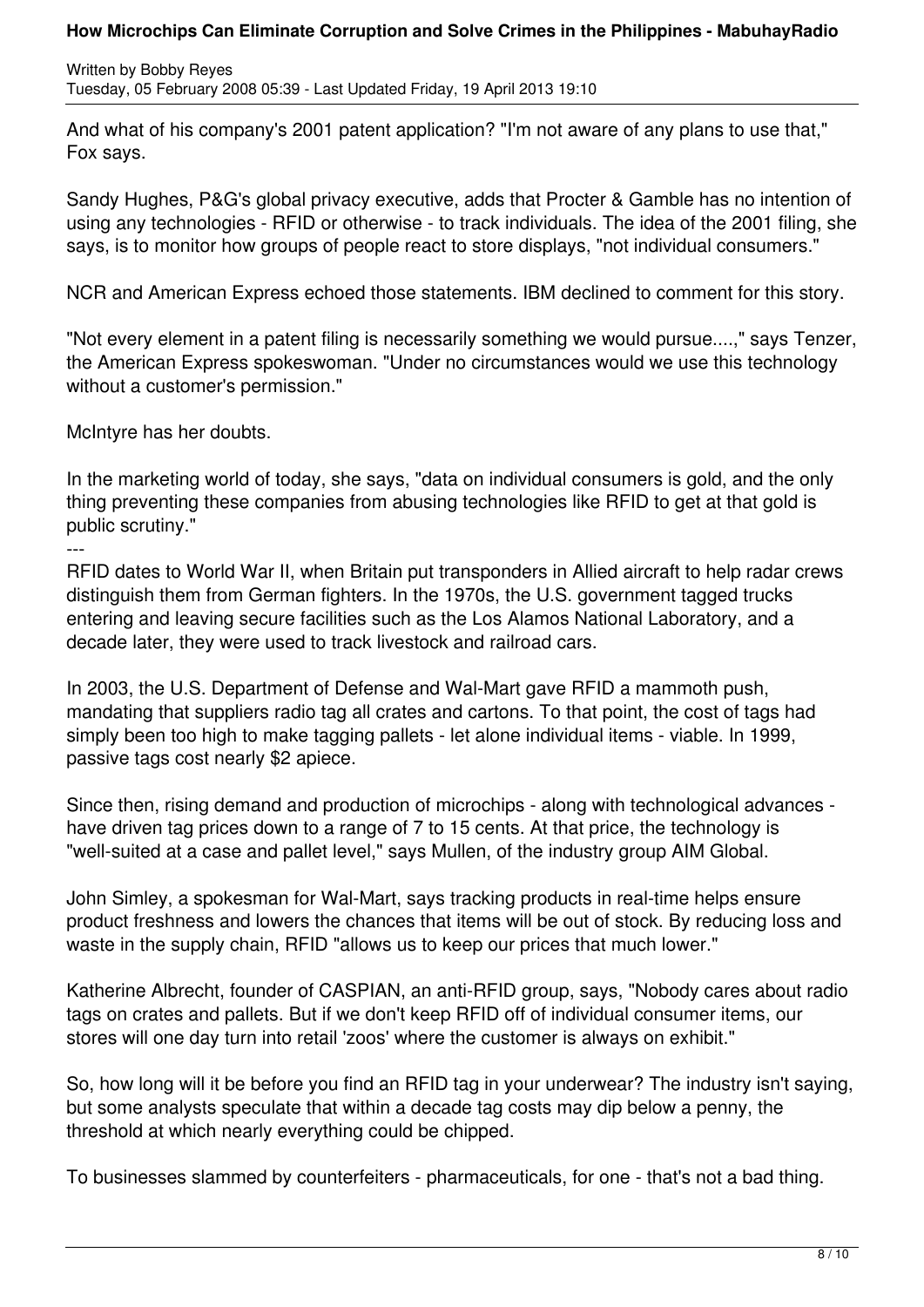And what of his company's 2001 patent application? "I'm not aware of any plans to use that," Fox says.

Sandy Hughes, P&G's global privacy executive, adds that Procter & Gamble has no intention of using any technologies - RFID or otherwise - to track individuals. The idea of the 2001 filing, she says, is to monitor how groups of people react to store displays, "not individual consumers."

NCR and American Express echoed those statements. IBM declined to comment for this story.

"Not every element in a patent filing is necessarily something we would pursue....," says Tenzer, the American Express spokeswoman. "Under no circumstances would we use this technology without a customer's permission."

McIntyre has her doubts.

In the marketing world of today, she says, "data on individual consumers is gold, and the only thing preventing these companies from abusing technologies like RFID to get at that gold is public scrutiny."

---

RFID dates to World War II, when Britain put transponders in Allied aircraft to help radar crews distinguish them from German fighters. In the 1970s, the U.S. government tagged trucks entering and leaving secure facilities such as the Los Alamos National Laboratory, and a decade later, they were used to track livestock and railroad cars.

In 2003, the U.S. Department of Defense and Wal-Mart gave RFID a mammoth push, mandating that suppliers radio tag all crates and cartons. To that point, the cost of tags had simply been too high to make tagging pallets - let alone individual items - viable. In 1999, passive tags cost nearly $2 apiece.

Since then, rising demand and production of microchips - along with technological advances - have driven tag prices down to a range of 7 to 15 cents. At that price, the technology is "well-suited at a case and pallet level," says Mullen, of the industry group AIM Global.

John Simley, a spokesman for Wal-Mart, says tracking products in real-time helps ensure product freshness and lowers the chances that items will be out of stock. By reducing loss and waste in the supply chain, RFID "allows us to keep our prices that much lower."

Katherine Albrecht, founder of CASPIAN, an anti-RFID group, says, "Nobody cares about radio tags on crates and pallets. But if we don't keep RFID off of individual consumer items, our stores will one day turn into retail 'zoos' where the customer is always on exhibit."

So, how long will it be before you find an RFID tag in your underwear? The industry isn't saying, but some analysts speculate that within a decade tag costs may dip below a penny, the threshold at which nearly everything could be chipped.

To businesses slammed by counterfeiters - pharmaceuticals, for one - that's not a bad thing.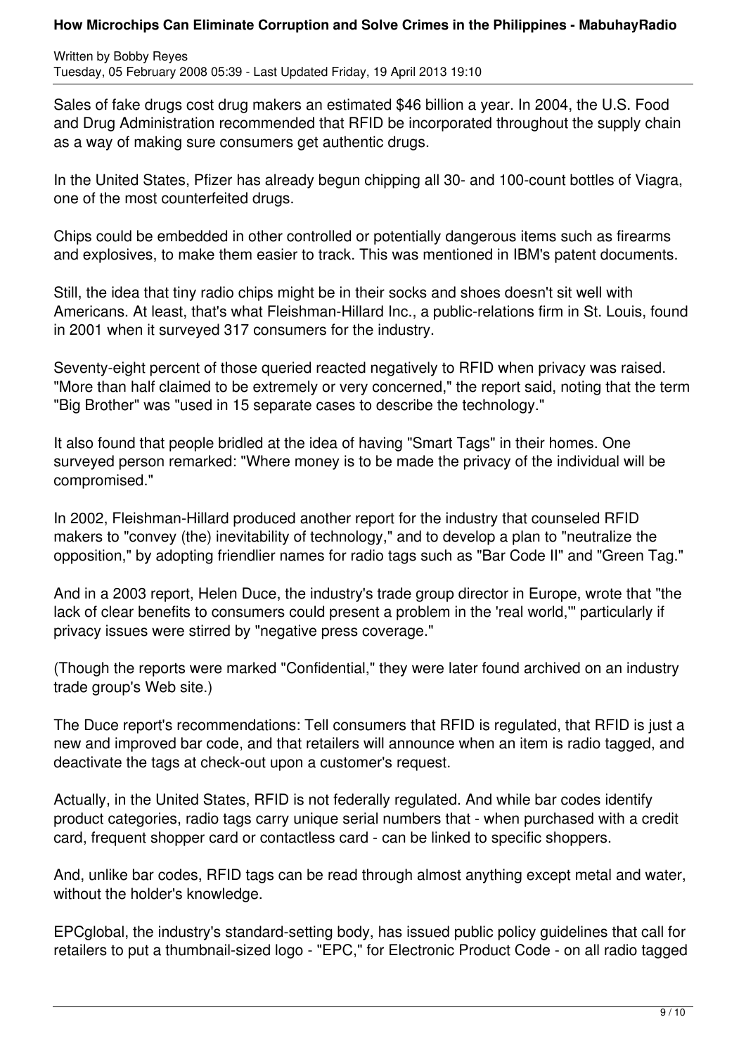Sales of fake drugs cost drug makers an estimated $46 billion a year. In 2004, the U.S. Food and Drug Administration recommended that RFID be incorporated throughout the supply chain as a way of making sure consumers get authentic drugs.

In the United States, Pfizer has already begun chipping all 30- and 100-count bottles of Viagra, one of the most counterfeited drugs.

Chips could be embedded in other controlled or potentially dangerous items such as firearms and explosives, to make them easier to track. This was mentioned in IBM's patent documents.

Still, the idea that tiny radio chips might be in their socks and shoes doesn't sit well with Americans. At least, that's what Fleishman-Hillard Inc., a public-relations firm in St. Louis, found in 2001 when it surveyed 317 consumers for the industry.

Seventy-eight percent of those queried reacted negatively to RFID when privacy was raised. "More than half claimed to be extremely or very concerned," the report said, noting that the term "Big Brother" was "used in 15 separate cases to describe the technology."

It also found that people bridled at the idea of having "Smart Tags" in their homes. One surveyed person remarked: "Where money is to be made the privacy of the individual will be compromised."

In 2002, Fleishman-Hillard produced another report for the industry that counseled RFID makers to "convey (the) inevitability of technology," and to develop a plan to "neutralize the opposition," by adopting friendlier names for radio tags such as "Bar Code II" and "Green Tag."

And in a 2003 report, Helen Duce, the industry's trade group director in Europe, wrote that "the lack of clear benefits to consumers could present a problem in the 'real world,'" particularly if privacy issues were stirred by "negative press coverage."

(Though the reports were marked "Confidential," they were later found archived on an industry trade group's Web site.)

The Duce report's recommendations: Tell consumers that RFID is regulated, that RFID is just a new and improved bar code, and that retailers will announce when an item is radio tagged, and deactivate the tags at check-out upon a customer's request.

Actually, in the United States, RFID is not federally regulated. And while bar codes identify product categories, radio tags carry unique serial numbers that - when purchased with a credit card, frequent shopper card or contactless card - can be linked to specific shoppers.

And, unlike bar codes, RFID tags can be read through almost anything except metal and water, without the holder's knowledge.

EPCglobal, the industry's standard-setting body, has issued public policy guidelines that call for retailers to put a thumbnail-sized logo - "EPC," for Electronic Product Code - on all radio tagged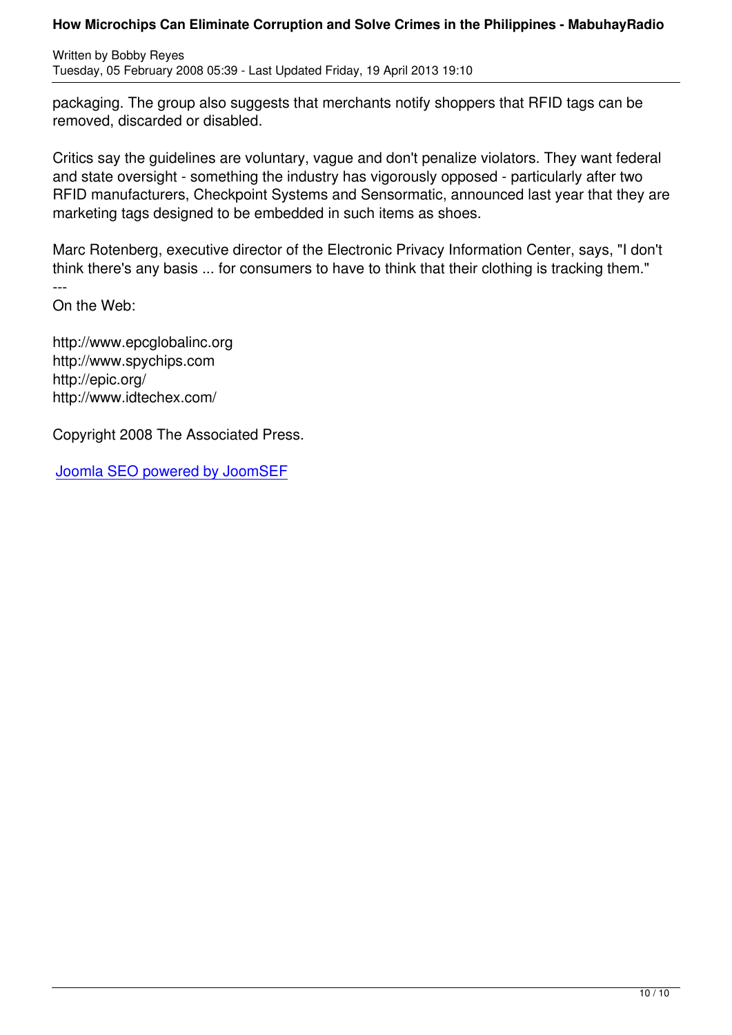packaging. The group also suggests that merchants notify shoppers that RFID tags can be removed, discarded or disabled.

Critics say the guidelines are voluntary, vague and don't penalize violators. They want federal and state oversight - something the industry has vigorously opposed - particularly after two RFID manufacturers, Checkpoint Systems and Sensormatic, announced last year that they are marketing tags designed to be embedded in such items as shoes.

Marc Rotenberg, executive director of the Electronic Privacy Information Center, says, "I don't think there's any basis ... for consumers to have to think that their clothing is tracking them."

---

On the Web:

http://www.epcglobalinc.org
http://www.spychips.com
http://epic.org/
http://www.idtechex.com/

Copyright 2008 The Associated Press.

Joomla SEO powered by JoomSEF